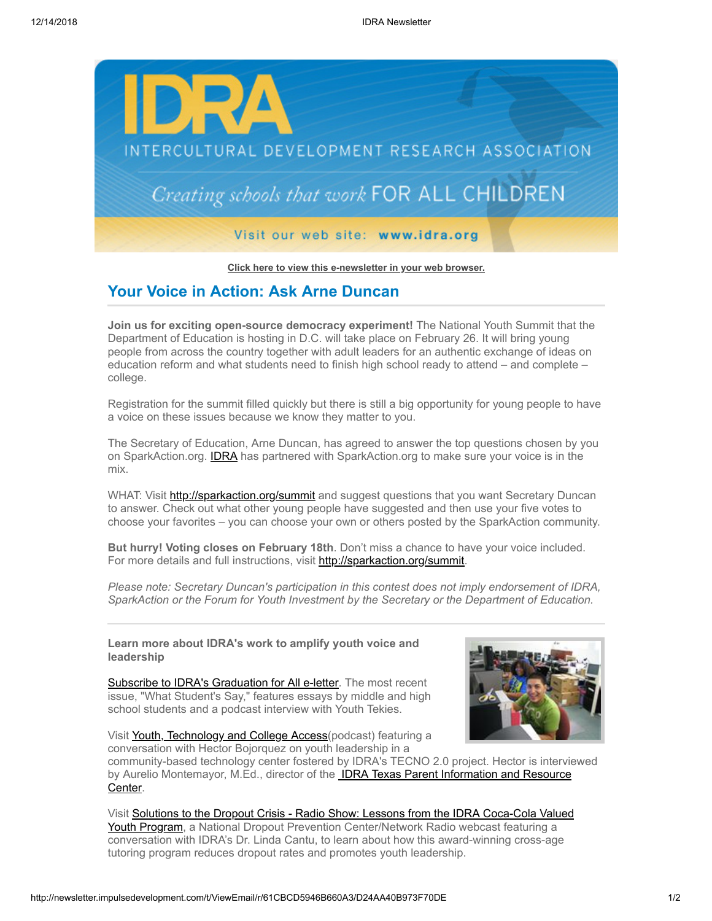IDRA

INTERCULTURAL DEVELOPMENT RESEARCH ASSOCIATION

*Creating schools that work* FOR ALL CHILDREN

Visit our web site: **www.idra.org**

**Click here to view this e-newsletter in your web browser.**

## Your Voice in Action: Ask Arne Duncan

**Join us for exciting open-source democracy experiment!** The National Youth Summit that the Department of Education is hosting in D.C. will take place on February 26. It will bring young people from across the country together with adult leaders for an authentic exchange of ideas on education reform and what students need to finish high school ready to attend – and complete – college.

Registration for the summit filled quickly but there is still a big opportunity for young people to have a voice on these issues because we know they matter to you.

The Secretary of Education, Arne Duncan, has agreed to answer the top questions chosen by you on SparkAction.org. IDRA has partnered with SparkAction.org to make sure your voice is in the mix.

WHAT: Visit http://sparkaction.org/summit and suggest questions that you want Secretary Duncan to answer. Check out what other young people have suggested and then use your five votes to choose your favorites – you can choose your own or others posted by the SparkAction community.

**But hurry! Voting closes on February 18th**. Don't miss a chance to have your voice included. For more details and full instructions, visit http://sparkaction.org/summit.

*Please note: Secretary Duncan's participation in this contest does not imply endorsement of IDRA, SparkAction or the Forum for Youth Investment by the Secretary or the Department of Education.*

---

**Learn more about IDRA's work to amplify youth voice and leadership**

Subscribe to IDRA's Graduation for All e-letter. The most recent issue, "What Student's Say," features essays by middle and high school students and a podcast interview with Youth Tekies.

Visit Youth, Technology and College Access(podcast) featuring a conversation with Hector Bojorquez on youth leadership in a community-based technology center fostered by IDRA's TECNO 2.0 project. Hector is interviewed by Aurelio Montemayor, M.Ed., director of the IDRA Texas Parent Information and Resource Center.

Visit Solutions to the Dropout Crisis - Radio Show: Lessons from the IDRA Coca-Cola Valued Youth Program, a National Dropout Prevention Center/Network Radio webcast featuring a conversation with IDRA's Dr. Linda Cantu, to learn about how this award-winning cross-age tutoring program reduces dropout rates and promotes youth leadership.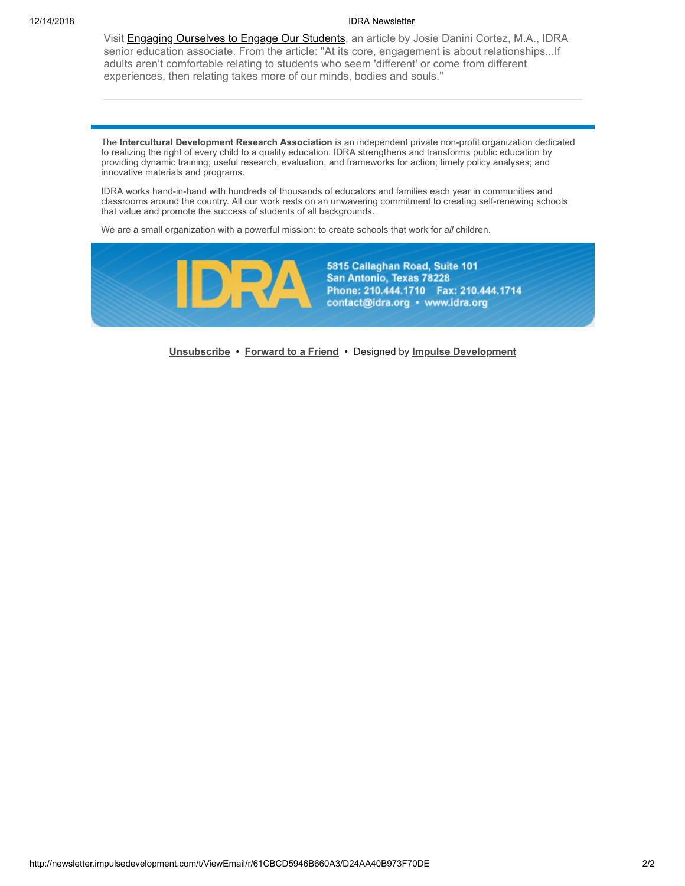Visit Engaging Ourselves to Engage Our Students, an article by Josie Danini Cortez, M.A., IDRA senior education associate. From the article: "At its core, engagement is about relationships...If adults aren't comfortable relating to students who seem 'different' or come from different experiences, then relating takes more of our minds, bodies and souls."

---

The **Intercultural Development Research Association** is an independent private non-profit organization dedicated to realizing the right of every child to a quality education. IDRA strengthens and transforms public education by providing dynamic training; useful research, evaluation, and frameworks for action; timely policy analyses; and innovative materials and programs.

IDRA works hand-in-hand with hundreds of thousands of educators and families each year in communities and classrooms around the country. All our work rests on an unwavering commitment to creating self-renewing schools that value and promote the success of students of all backgrounds.

We are a small organization with a powerful mission: to create schools that work for *all* children.

IDRA

5815 Callaghan Road, Suite 101
San Antonio, Texas 78228
Phone: 210.444.1710 Fax: 210.444.1714
contact@idra.org • www.idra.org

**Unsubscribe** • **Forward to a Friend** • Designed by **Impulse Development**